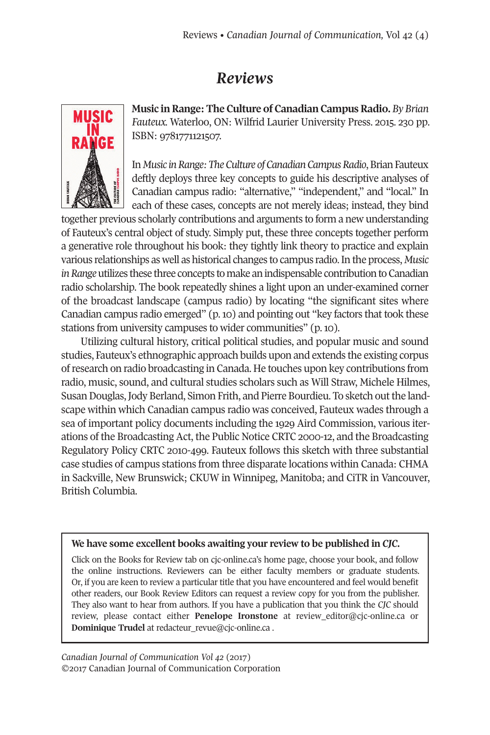# *Reviews*

**Music in Range: The Culture of Canadian Campus Radio.** *By Brian Fauteux.* Waterloo, ON: Wilfrid Laurier University Press. 2015. 230 pp. ISBN: 9781771121507.

In *Music in Range: The Culture of Canadian Campus Radio*, Brian Fauteux deftly deploys three key concepts to guide his descriptive analyses of Canadian campus radio: "alternative," "independent," and "local." In each of these cases, concepts are not merely ideas; instead, they bind together previous scholarly contributions and arguments to form a new understanding of Fauteux's central object of study. Simply put, these three concepts together perform a generative role throughout his book: they tightly link theory to practice and explain various relationships as well as historical changes to campus radio. In the process, *Music in Range* utilizes these three concepts to make an indispensable contribution to Canadian radio scholarship. The book repeatedly shines a light upon an under-examined corner of the broadcast landscape (campus radio) by locating "the significant sites where Canadian campus radio emerged" (p. 10) and pointing out "key factors that took these stations from university campuses to wider communities" (p. 10).

Utilizing cultural history, critical political studies, and popular music and sound studies, Fauteux's ethnographic approach builds upon and extends the existing corpus of research on radio broadcasting in Canada. He touches upon key contributions from radio, music, sound, and cultural studies scholars such as Will Straw, Michele Hilmes, Susan Douglas, Jody Berland, Simon Frith, and Pierre Bourdieu. To sketch out the landscape within which Canadian campus radio was conceived, Fauteux wades through a sea of important policy documents including the 1929 Aird Commission, various iterations of the Broadcasting Act, the Public Notice CRTC 2000-12, and the Broadcasting Regulatory Policy CRTC 2010-499. Fauteux follows this sketch with three substantial case studies of campus stations from three disparate locations within Canada: CHMA in Sackville, New Brunswick; CKUW in Winnipeg, Manitoba; and CiTR in Vancouver, British Columbia.

---

**We have some excellent books awaiting your review to be published in *CJC*.**

Click on the Books for Review tab on cjc-online.ca's home page, choose your book, and follow the online instructions. Reviewers can be either faculty members or graduate students. Or, if you are keen to review a particular title that you have encountered and feel would benefit other readers, our Book Review Editors can request a review copy for you from the publisher. They also want to hear from authors. If you have a publication that you think the *CJC* should review, please contact either **Penelope Ironstone** at review_editor@cjc-online.ca or **Dominique Trudel** at redacteur_revue@cjc-online.ca .

---

*Canadian Journal of Communication Vol 42* (2017)
©2017 Canadian Journal of Communication Corporation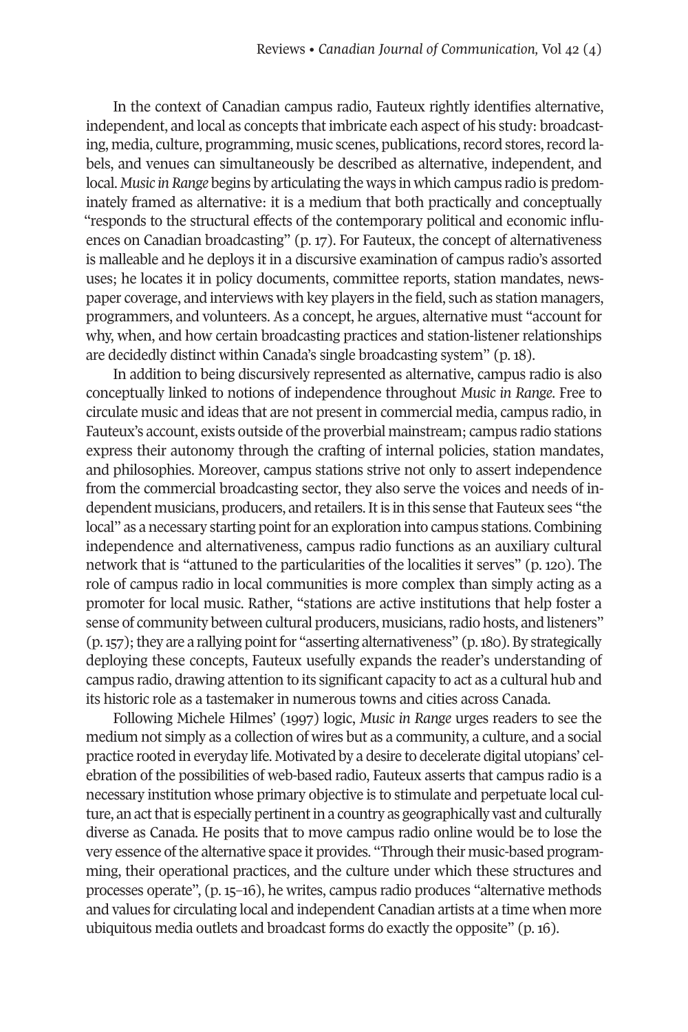In the context of Canadian campus radio, Fauteux rightly identifies alternative, independent, and local as concepts that imbricate each aspect of his study: broadcasting, media, culture, programming, music scenes, publications, record stores, record labels, and venues can simultaneously be described as alternative, independent, and local. *Music in Range* begins by articulating the ways in which campus radio is predominately framed as alternative: it is a medium that both practically and conceptually "responds to the structural effects of the contemporary political and economic influences on Canadian broadcasting" (p. 17). For Fauteux, the concept of alternativeness is malleable and he deploys it in a discursive examination of campus radio's assorted uses; he locates it in policy documents, committee reports, station mandates, newspaper coverage, and interviews with key players in the field, such as station managers, programmers, and volunteers. As a concept, he argues, alternative must "account for why, when, and how certain broadcasting practices and station-listener relationships are decidedly distinct within Canada's single broadcasting system" (p. 18).

In addition to being discursively represented as alternative, campus radio is also conceptually linked to notions of independence throughout *Music in Range*. Free to circulate music and ideas that are not present in commercial media, campus radio, in Fauteux's account, exists outside of the proverbial mainstream; campus radio stations express their autonomy through the crafting of internal policies, station mandates, and philosophies. Moreover, campus stations strive not only to assert independence from the commercial broadcasting sector, they also serve the voices and needs of independent musicians, producers, and retailers. It is in this sense that Fauteux sees "the local" as a necessary starting point for an exploration into campus stations. Combining independence and alternativeness, campus radio functions as an auxiliary cultural network that is "attuned to the particularities of the localities it serves" (p. 120). The role of campus radio in local communities is more complex than simply acting as a promoter for local music. Rather, "stations are active institutions that help foster a sense of community between cultural producers, musicians, radio hosts, and listeners" (p. 157); they are a rallying point for "asserting alternativeness" (p. 180). By strategically deploying these concepts, Fauteux usefully expands the reader's understanding of campus radio, drawing attention to its significant capacity to act as a cultural hub and its historic role as a tastemaker in numerous towns and cities across Canada.

Following Michele Hilmes' (1997) logic, *Music in Range* urges readers to see the medium not simply as a collection of wires but as a community, a culture, and a social practice rooted in everyday life. Motivated by a desire to decelerate digital utopians' celebration of the possibilities of web-based radio, Fauteux asserts that campus radio is a necessary institution whose primary objective is to stimulate and perpetuate local culture, an act that is especially pertinent in a country as geographically vast and culturally diverse as Canada. He posits that to move campus radio online would be to lose the very essence of the alternative space it provides. "Through their music-based programming, their operational practices, and the culture under which these structures and processes operate", (p. 15–16), he writes, campus radio produces "alternative methods and values for circulating local and independent Canadian artists at a time when more ubiquitous media outlets and broadcast forms do exactly the opposite" (p. 16).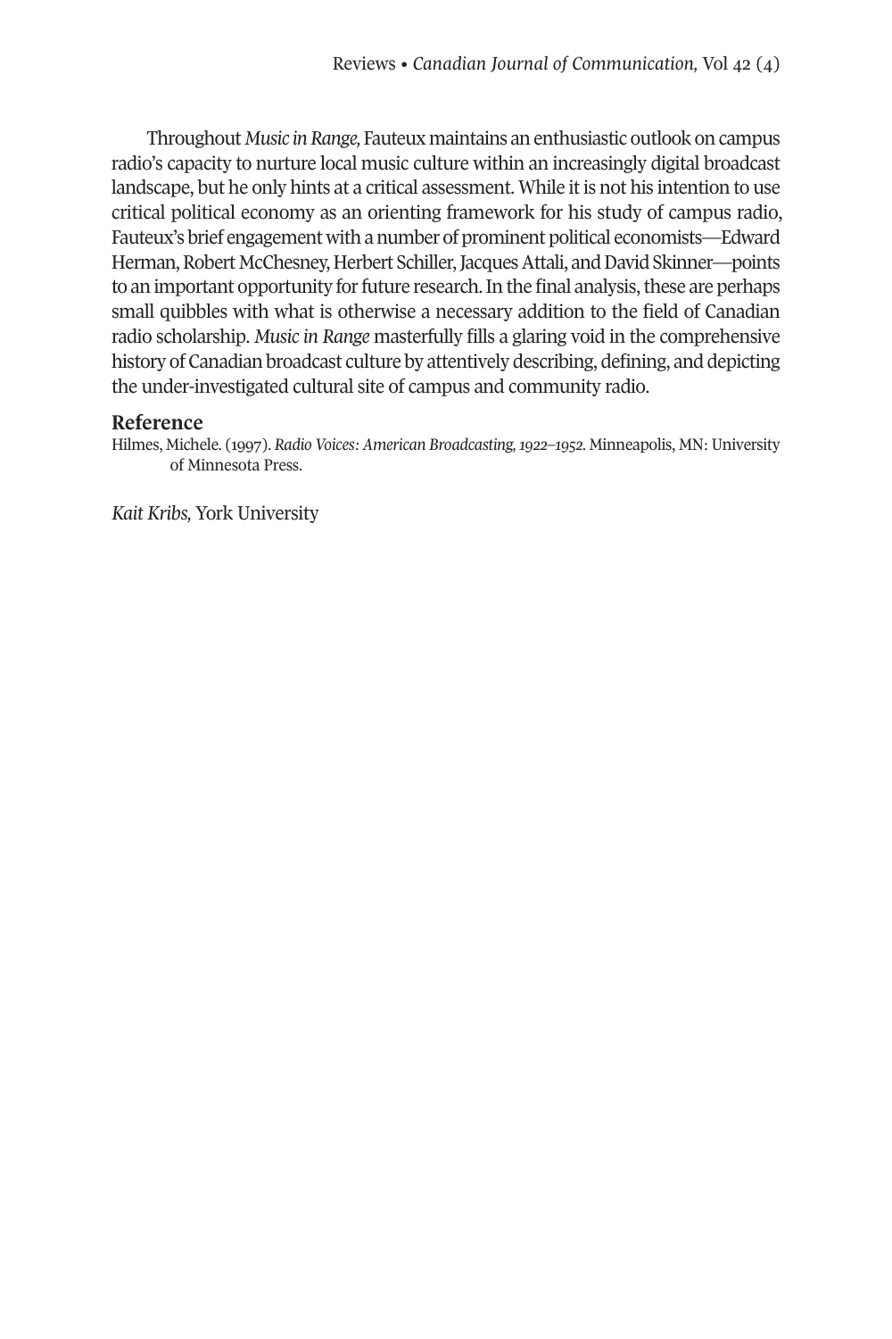Throughout *Music in Range*, Fauteux maintains an enthusiastic outlook on campus radio's capacity to nurture local music culture within an increasingly digital broadcast landscape, but he only hints at a critical assessment. While it is not his intention to use critical political economy as an orienting framework for his study of campus radio, Fauteux's brief engagement with a number of prominent political economists—Edward Herman, Robert McChesney, Herbert Schiller, Jacques Attali, and David Skinner—points to an important opportunity for future research. In the final analysis, these are perhaps small quibbles with what is otherwise a necessary addition to the field of Canadian radio scholarship. *Music in Range* masterfully fills a glaring void in the comprehensive history of Canadian broadcast culture by attentively describing, defining, and depicting the under-investigated cultural site of campus and community radio.

## Reference

Hilmes, Michele. (1997). *Radio Voices: American Broadcasting, 1922–1952*. Minneapolis, MN: University of Minnesota Press.

*Kait Kribs,* York University